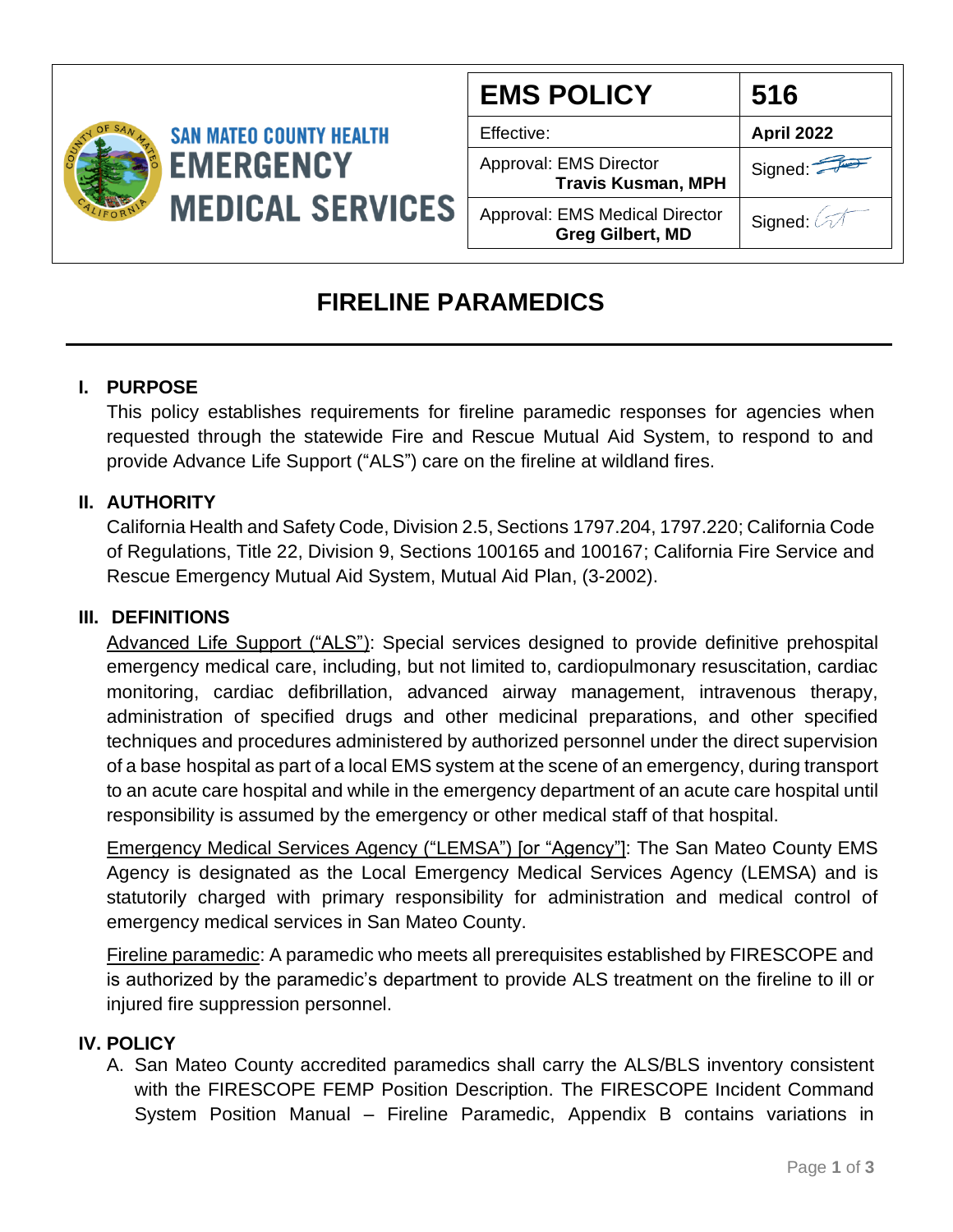SAN MATEO COUNTY HEALTH
EMERGENCY MEDICAL SERVICES

| EMS POLICY | 516 |
|---|---|
| Effective: | April 2022 |
| Approval: EMS Director **Travis Kusman, MPH** | Signed: |
| Approval: EMS Medical Director **Greg Gilbert, MD** | Signed: |

# FIRELINE PARAMEDICS

## I. PURPOSE

This policy establishes requirements for fireline paramedic responses for agencies when requested through the statewide Fire and Rescue Mutual Aid System, to respond to and provide Advance Life Support ("ALS") care on the fireline at wildland fires.

## II. AUTHORITY

California Health and Safety Code, Division 2.5, Sections 1797.204, 1797.220; California Code of Regulations, Title 22, Division 9, Sections 100165 and 100167; California Fire Service and Rescue Emergency Mutual Aid System, Mutual Aid Plan, (3-2002).

## III. DEFINITIONS

Advanced Life Support ("ALS"): Special services designed to provide definitive prehospital emergency medical care, including, but not limited to, cardiopulmonary resuscitation, cardiac monitoring, cardiac defibrillation, advanced airway management, intravenous therapy, administration of specified drugs and other medicinal preparations, and other specified techniques and procedures administered by authorized personnel under the direct supervision of a base hospital as part of a local EMS system at the scene of an emergency, during transport to an acute care hospital and while in the emergency department of an acute care hospital until responsibility is assumed by the emergency or other medical staff of that hospital.

Emergency Medical Services Agency ("LEMSA") [or "Agency"]: The San Mateo County EMS Agency is designated as the Local Emergency Medical Services Agency (LEMSA) and is statutorily charged with primary responsibility for administration and medical control of emergency medical services in San Mateo County.

Fireline paramedic: A paramedic who meets all prerequisites established by FIRESCOPE and is authorized by the paramedic's department to provide ALS treatment on the fireline to ill or injured fire suppression personnel.

## IV. POLICY

A. San Mateo County accredited paramedics shall carry the ALS/BLS inventory consistent with the FIRESCOPE FEMP Position Description. The FIRESCOPE Incident Command System Position Manual – Fireline Paramedic, Appendix B contains variations in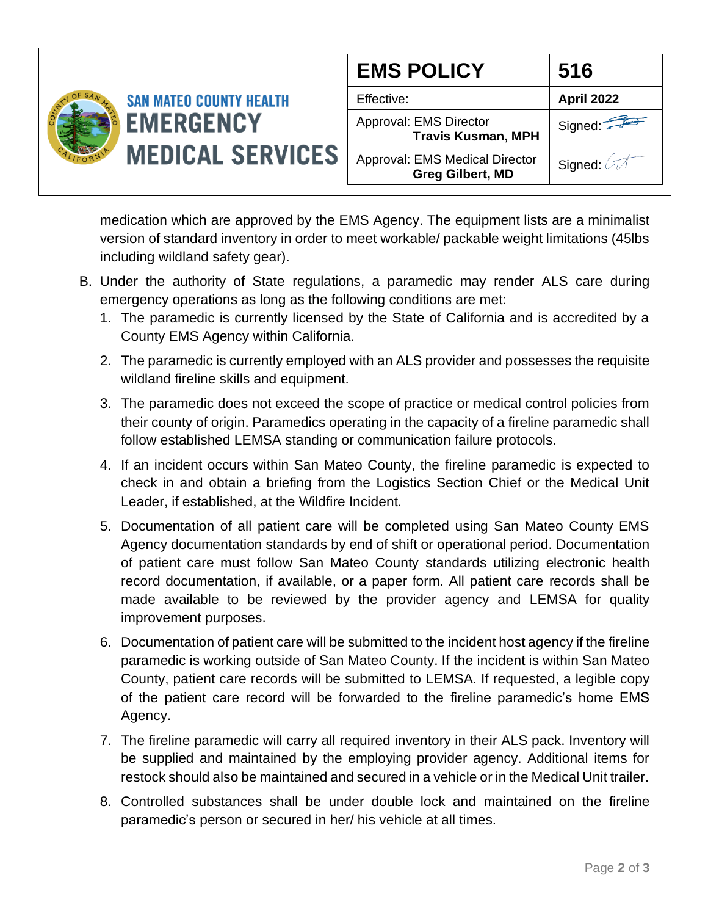medication which are approved by the EMS Agency. The equipment lists are a minimalist version of standard inventory in order to meet workable/ packable weight limitations (45lbs including wildland safety gear).

B. Under the authority of State regulations, a paramedic may render ALS care during emergency operations as long as the following conditions are met:
   1. The paramedic is currently licensed by the State of California and is accredited by a County EMS Agency within California.
   2. The paramedic is currently employed with an ALS provider and possesses the requisite wildland fireline skills and equipment.
   3. The paramedic does not exceed the scope of practice or medical control policies from their county of origin. Paramedics operating in the capacity of a fireline paramedic shall follow established LEMSA standing or communication failure protocols.
   4. If an incident occurs within San Mateo County, the fireline paramedic is expected to check in and obtain a briefing from the Logistics Section Chief or the Medical Unit Leader, if established, at the Wildfire Incident.
   5. Documentation of all patient care will be completed using San Mateo County EMS Agency documentation standards by end of shift or operational period. Documentation of patient care must follow San Mateo County standards utilizing electronic health record documentation, if available, or a paper form. All patient care records shall be made available to be reviewed by the provider agency and LEMSA for quality improvement purposes.
   6. Documentation of patient care will be submitted to the incident host agency if the fireline paramedic is working outside of San Mateo County. If the incident is within San Mateo County, patient care records will be submitted to LEMSA. If requested, a legible copy of the patient care record will be forwarded to the fireline paramedic's home EMS Agency.
   7. The fireline paramedic will carry all required inventory in their ALS pack. Inventory will be supplied and maintained by the employing provider agency. Additional items for restock should also be maintained and secured in a vehicle or in the Medical Unit trailer.
   8. Controlled substances shall be under double lock and maintained on the fireline paramedic's person or secured in her/ his vehicle at all times.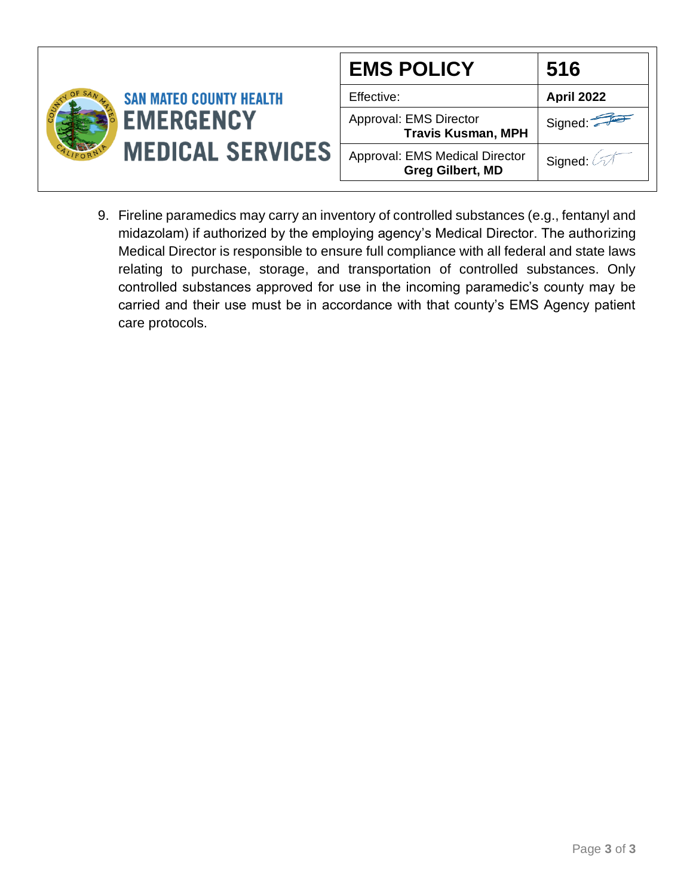9. Fireline paramedics may carry an inventory of controlled substances (e.g., fentanyl and midazolam) if authorized by the employing agency's Medical Director. The authorizing Medical Director is responsible to ensure full compliance with all federal and state laws relating to purchase, storage, and transportation of controlled substances. Only controlled substances approved for use in the incoming paramedic's county may be carried and their use must be in accordance with that county's EMS Agency patient care protocols.